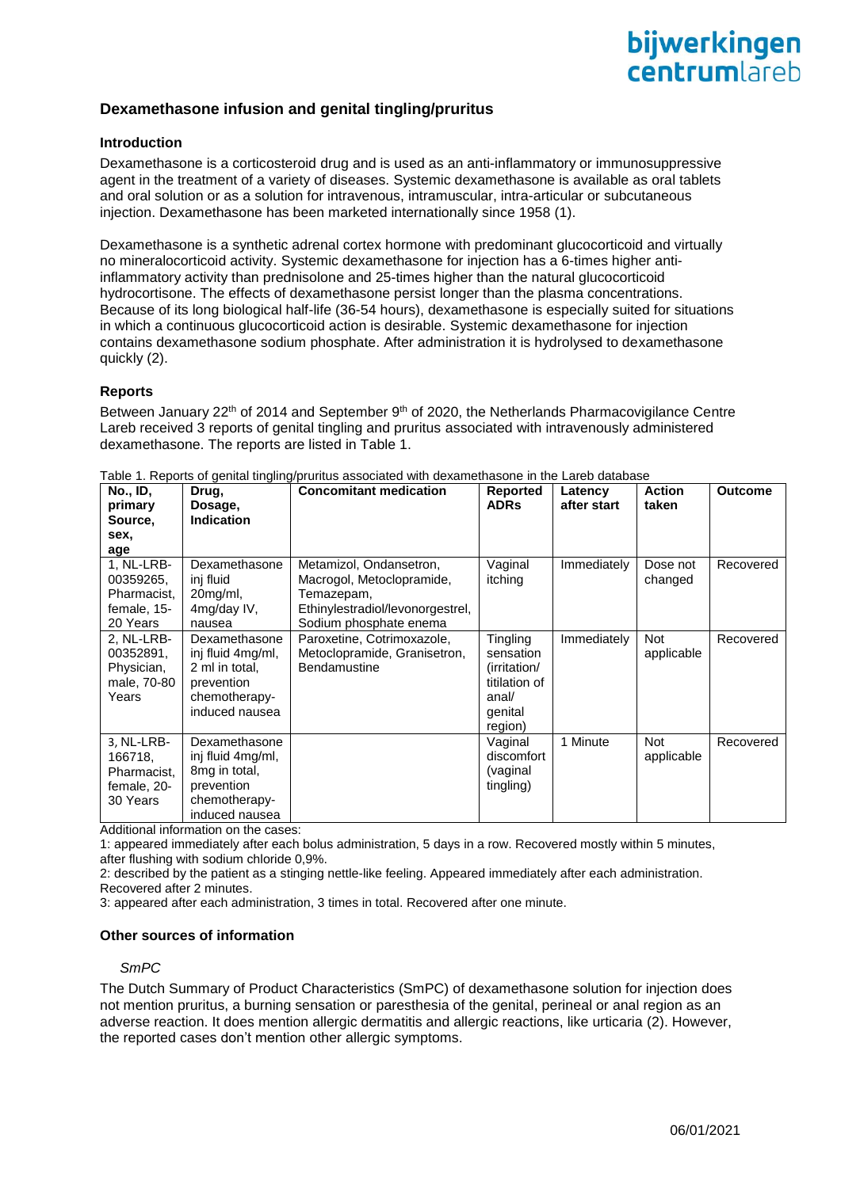## Dexamethasone infusion and genital tingling/pruritus

### Introduction

Dexamethasone is a corticosteroid drug and is used as an anti-inflammatory or immunosuppressive agent in the treatment of a variety of diseases. Systemic dexamethasone is available as oral tablets and oral solution or as a solution for intravenous, intramuscular, intra-articular or subcutaneous injection. Dexamethasone has been marketed internationally since 1958 (1).

Dexamethasone is a synthetic adrenal cortex hormone with predominant glucocorticoid and virtually no mineralocorticoid activity. Systemic dexamethasone for injection has a 6-times higher anti-inflammatory activity than prednisolone and 25-times higher than the natural glucocorticoid hydrocortisone. The effects of dexamethasone persist longer than the plasma concentrations. Because of its long biological half-life (36-54 hours), dexamethasone is especially suited for situations in which a continuous glucocorticoid action is desirable. Systemic dexamethasone for injection contains dexamethasone sodium phosphate. After administration it is hydrolysed to dexamethasone quickly (2).

### Reports

Between January 22[th] of 2014 and September 9[th] of 2020, the Netherlands Pharmacovigilance Centre Lareb received 3 reports of genital tingling and pruritus associated with intravenously administered dexamethasone. The reports are listed in Table 1.

Table 1. Reports of genital tingling/pruritus associated with dexamethasone in the Lareb database

| No., ID, primary Source, sex, age | Drug, Dosage, Indication | Concomitant medication | Reported ADRs | Latency after start | Action taken | Outcome |
|---|---|---|---|---|---|---|
| 1, NL-LRB-00359265, Pharmacist, female, 15-20 Years | Dexamethasone inj fluid 20mg/ml, 4mg/day IV, nausea | Metamizol, Ondansetron, Macrogol, Metoclopramide, Temazepam, Ethinylestradiol/levonorgestrel, Sodium phosphate enema | Vaginal itching | Immediately | Dose not changed | Recovered |
| 2, NL-LRB-00352891, Physician, male, 70-80 Years | Dexamethasone inj fluid 4mg/ml, 2 ml in total, prevention chemotherapy-induced nausea | Paroxetine, Cotrimoxazole, Metoclopramide, Granisetron, Bendamustine | Tingling sensation (irritation/ titilation of anal/ genital region) | Immediately | Not applicable | Recovered |
| 3, NL-LRB-166718, Pharmacist, female, 20-30 Years | Dexamethasone inj fluid 4mg/ml, 8mg in total, prevention chemotherapy-induced nausea | | Vaginal discomfort (vaginal tingling) | 1 Minute | Not applicable | Recovered |

Additional information on the cases:
1: appeared immediately after each bolus administration, 5 days in a row. Recovered mostly within 5 minutes, after flushing with sodium chloride 0,9%.
2: described by the patient as a stinging nettle-like feeling. Appeared immediately after each administration. Recovered after 2 minutes.
3: appeared after each administration, 3 times in total. Recovered after one minute.

### Other sources of information

*SmPC*

The Dutch Summary of Product Characteristics (SmPC) of dexamethasone solution for injection does not mention pruritus, a burning sensation or paresthesia of the genital, perineal or anal region as an adverse reaction. It does mention allergic dermatitis and allergic reactions, like urticaria (2). However, the reported cases don't mention other allergic symptoms.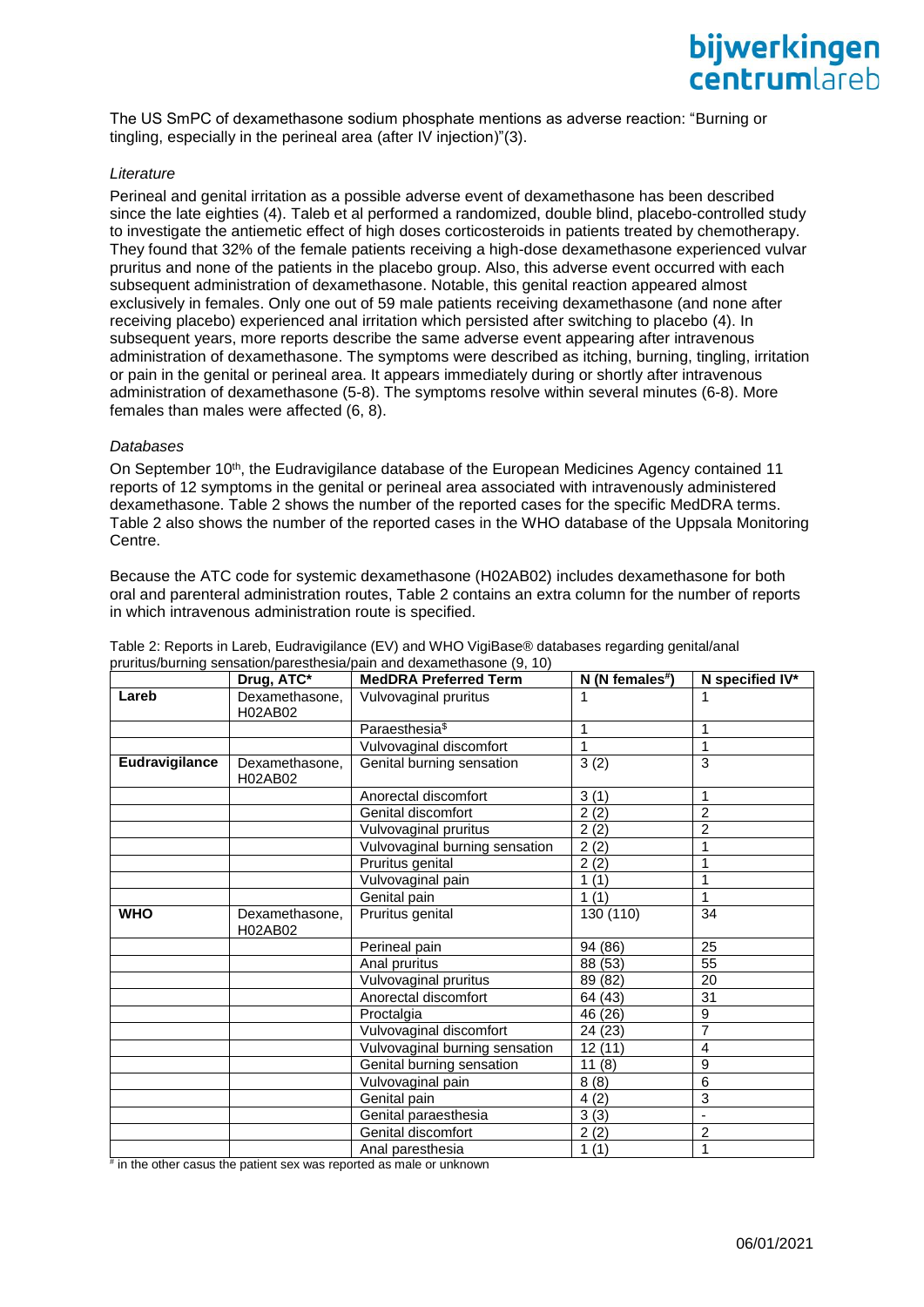The US SmPC of dexamethasone sodium phosphate mentions as adverse reaction: "Burning or tingling, especially in the perineal area (after IV injection)"(3).

*Literature*

Perineal and genital irritation as a possible adverse event of dexamethasone has been described since the late eighties (4). Taleb et al performed a randomized, double blind, placebo-controlled study to investigate the antiemetic effect of high doses corticosteroids in patients treated by chemotherapy. They found that 32% of the female patients receiving a high-dose dexamethasone experienced vulvar pruritus and none of the patients in the placebo group. Also, this adverse event occurred with each subsequent administration of dexamethasone. Notable, this genital reaction appeared almost exclusively in females. Only one out of 59 male patients receiving dexamethasone (and none after receiving placebo) experienced anal irritation which persisted after switching to placebo (4). In subsequent years, more reports describe the same adverse event appearing after intravenous administration of dexamethasone. The symptoms were described as itching, burning, tingling, irritation or pain in the genital or perineal area. It appears immediately during or shortly after intravenous administration of dexamethasone (5-8). The symptoms resolve within several minutes (6-8). More females than males were affected (6, 8).

*Databases*

On September 10th, the Eudravigilance database of the European Medicines Agency contained 11 reports of 12 symptoms in the genital or perineal area associated with intravenously administered dexamethasone. Table 2 shows the number of the reported cases for the specific MedDRA terms. Table 2 also shows the number of the reported cases in the WHO database of the Uppsala Monitoring Centre.

Because the ATC code for systemic dexamethasone (H02AB02) includes dexamethasone for both oral and parenteral administration routes, Table 2 contains an extra column for the number of reports in which intravenous administration route is specified.

Table 2: Reports in Lareb, Eudravigilance (EV) and WHO VigiBase® databases regarding genital/anal pruritus/burning sensation/paresthesia/pain and dexamethasone (9, 10)

| | Drug, ATC* | MedDRA Preferred Term | N (N females#) | N specified IV* |
|---|---|---|---|---|
| **Lareb** | Dexamethasone, H02AB02 | Vulvovaginal pruritus | 1 | 1 |
| | | Paraesthesia$ | 1 | 1 |
| | | Vulvovaginal discomfort | 1 | 1 |
| **Eudravigilance** | Dexamethasone, H02AB02 | Genital burning sensation | 3 (2) | 3 |
| | | Anorectal discomfort | 3 (1) | 1 |
| | | Genital discomfort | 2 (2) | 2 |
| | | Vulvovaginal pruritus | 2 (2) | 2 |
| | | Vulvovaginal burning sensation | 2 (2) | 1 |
| | | Pruritus genital | 2 (2) | 1 |
| | | Vulvovaginal pain | 1 (1) | 1 |
| | | Genital pain | 1 (1) | 1 |
| **WHO** | Dexamethasone, H02AB02 | Pruritus genital | 130 (110) | 34 |
| | | Perineal pain | 94 (86) | 25 |
| | | Anal pruritus | 88 (53) | 55 |
| | | Vulvovaginal pruritus | 89 (82) | 20 |
| | | Anorectal discomfort | 64 (43) | 31 |
| | | Proctalgia | 46 (26) | 9 |
| | | Vulvovaginal discomfort | 24 (23) | 7 |
| | | Vulvovaginal burning sensation | 12 (11) | 4 |
| | | Genital burning sensation | 11 (8) | 9 |
| | | Vulvovaginal pain | 8 (8) | 6 |
| | | Genital pain | 4 (2) | 3 |
| | | Genital paraesthesia | 3 (3) | - |
| | | Genital discomfort | 2 (2) | 2 |
| | | Anal paresthesia | 1 (1) | 1 |

# in the other casus the patient sex was reported as male or unknown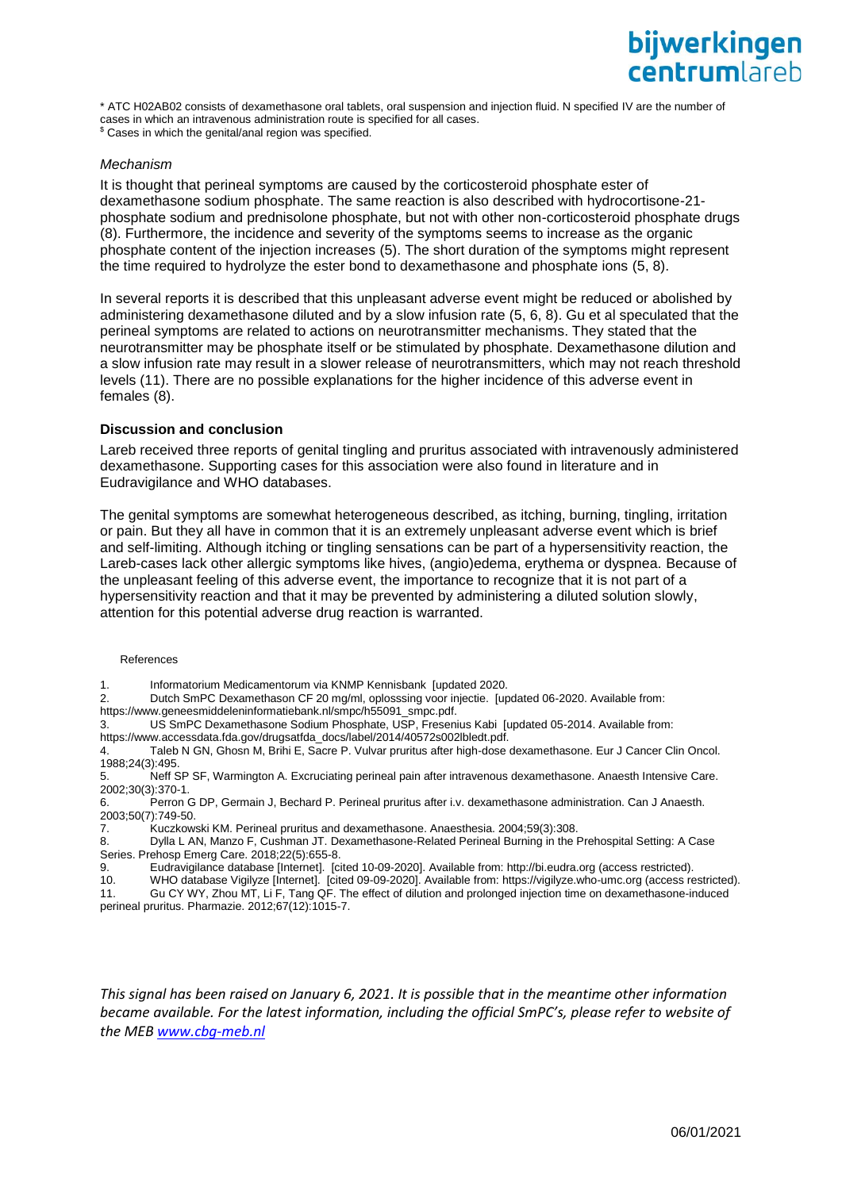\* ATC H02AB02 consists of dexamethasone oral tablets, oral suspension and injection fluid. N specified IV are the number of cases in which an intravenous administration route is specified for all cases.
$ Cases in which the genital/anal region was specified.

*Mechanism*

It is thought that perineal symptoms are caused by the corticosteroid phosphate ester of dexamethasone sodium phosphate. The same reaction is also described with hydrocortisone-21-phosphate sodium and prednisolone phosphate, but not with other non-corticosteroid phosphate drugs (8). Furthermore, the incidence and severity of the symptoms seems to increase as the organic phosphate content of the injection increases (5). The short duration of the symptoms might represent the time required to hydrolyze the ester bond to dexamethasone and phosphate ions (5, 8).

In several reports it is described that this unpleasant adverse event might be reduced or abolished by administering dexamethasone diluted and by a slow infusion rate (5, 6, 8). Gu et al speculated that the perineal symptoms are related to actions on neurotransmitter mechanisms. They stated that the neurotransmitter may be phosphate itself or be stimulated by phosphate. Dexamethasone dilution and a slow infusion rate may result in a slower release of neurotransmitters, which may not reach threshold levels (11). There are no possible explanations for the higher incidence of this adverse event in females (8).

## Discussion and conclusion

Lareb received three reports of genital tingling and pruritus associated with intravenously administered dexamethasone. Supporting cases for this association were also found in literature and in Eudravigilance and WHO databases.

The genital symptoms are somewhat heterogeneous described, as itching, burning, tingling, irritation or pain. But they all have in common that it is an extremely unpleasant adverse event which is brief and self-limiting. Although itching or tingling sensations can be part of a hypersensitivity reaction, the Lareb-cases lack other allergic symptoms like hives, (angio)edema, erythema or dyspnea. Because of the unpleasant feeling of this adverse event, the importance to recognize that it is not part of a hypersensitivity reaction and that it may be prevented by administering a diluted solution slowly, attention for this potential adverse drug reaction is warranted.

References

1. Informatorium Medicamentorum via KNMP Kennisbank [updated 2020.
2. Dutch SmPC Dexamethason CF 20 mg/ml, oplosssing voor injectie. [updated 06-2020. Available from: https://www.geneesmiddeleninformatiebank.nl/smpc/h55091_smpc.pdf.
3. US SmPC Dexamethasone Sodium Phosphate, USP, Fresenius Kabi [updated 05-2014. Available from: https://www.accessdata.fda.gov/drugsatfda_docs/label/2014/40572s002lbledt.pdf.
4. Taleb N GN, Ghosn M, Brihi E, Sacre P. Vulvar pruritus after high-dose dexamethasone. Eur J Cancer Clin Oncol. 1988;24(3):495.
5. Neff SP SF, Warmington A. Excruciating perineal pain after intravenous dexamethasone. Anaesth Intensive Care. 2002;30(3):370-1.
6. Perron G DP, Germain J, Bechard P. Perineal pruritus after i.v. dexamethasone administration. Can J Anaesth. 2003;50(7):749-50.
7. Kuczkowski KM. Perineal pruritus and dexamethasone. Anaesthesia. 2004;59(3):308.
8. Dylla L AN, Manzo F, Cushman JT. Dexamethasone-Related Perineal Burning in the Prehospital Setting: A Case Series. Prehosp Emerg Care. 2018;22(5):655-8.
9. Eudravigilance database [Internet]. [cited 10-09-2020]. Available from: http://bi.eudra.org (access restricted).
10. WHO database Vigilyze [Internet]. [cited 09-09-2020]. Available from: https://vigilyze.who-umc.org (access restricted).
11. Gu CY WY, Zhou MT, Li F, Tang QF. The effect of dilution and prolonged injection time on dexamethasone-induced perineal pruritus. Pharmazie. 2012;67(12):1015-7.

*This signal has been raised on January 6, 2021. It is possible that in the meantime other information became available. For the latest information, including the official SmPC's, please refer to website of the MEB [www.cbg-meb.nl](www.cbg-meb.nl)*